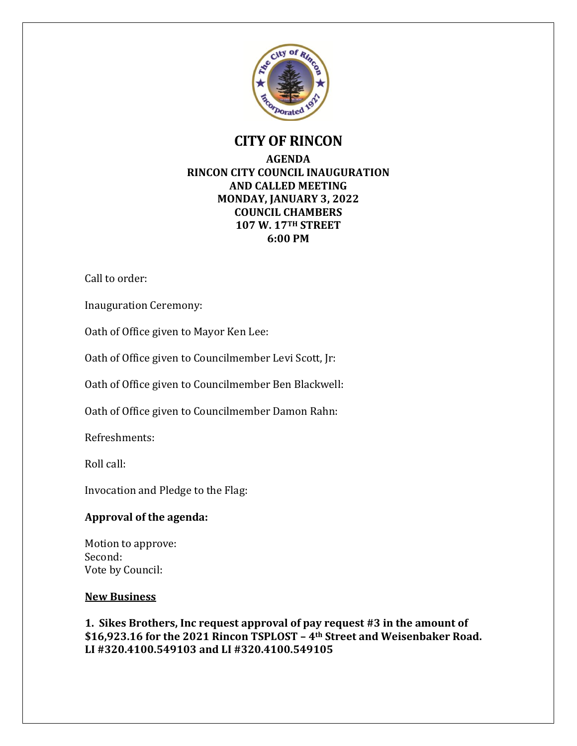# CITY OF RINCON

**AGENDA**
**RINCON CITY COUNCIL INAUGURATION AND CALLED MEETING**
**MONDAY, JANUARY 3, 2022**
**COUNCIL CHAMBERS**
**107 W. 17TH STREET**
**6:00 PM**

Call to order:

Inauguration Ceremony:

Oath of Office given to Mayor Ken Lee:

Oath of Office given to Councilmember Levi Scott, Jr:

Oath of Office given to Councilmember Ben Blackwell:

Oath of Office given to Councilmember Damon Rahn:

Refreshments:

Roll call:

Invocation and Pledge to the Flag:

**Approval of the agenda:**

Motion to approve:
Second:
Vote by Council:

**New Business**

**1. Sikes Brothers, Inc request approval of pay request #3 in the amount of $16,923.16 for the 2021 Rincon TSPLOST – 4th Street and Weisenbaker Road. LI #320.4100.549103 and LI #320.4100.549105**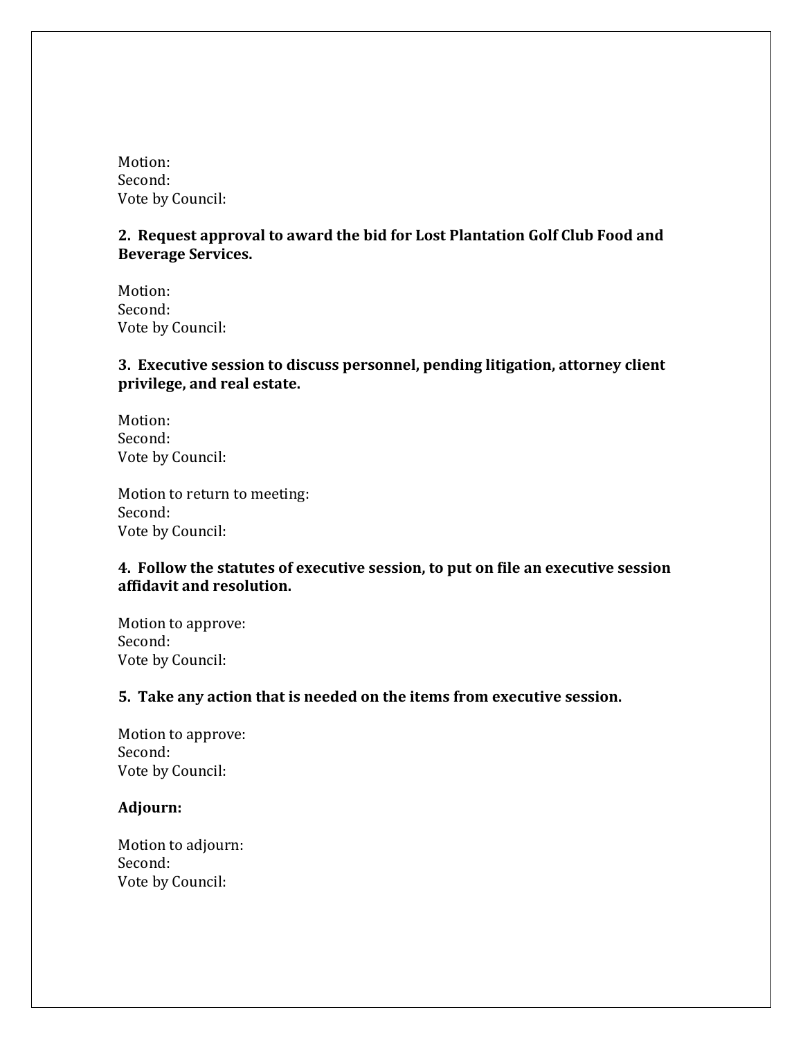Motion:
Second:
Vote by Council:

**2. Request approval to award the bid for Lost Plantation Golf Club Food and Beverage Services.**

Motion:
Second:
Vote by Council:

**3. Executive session to discuss personnel, pending litigation, attorney client privilege, and real estate.**

Motion:
Second:
Vote by Council:

Motion to return to meeting:
Second:
Vote by Council:

**4. Follow the statutes of executive session, to put on file an executive session affidavit and resolution.**

Motion to approve:
Second:
Vote by Council:

**5. Take any action that is needed on the items from executive session.**

Motion to approve:
Second:
Vote by Council:

**Adjourn:**

Motion to adjourn:
Second:
Vote by Council: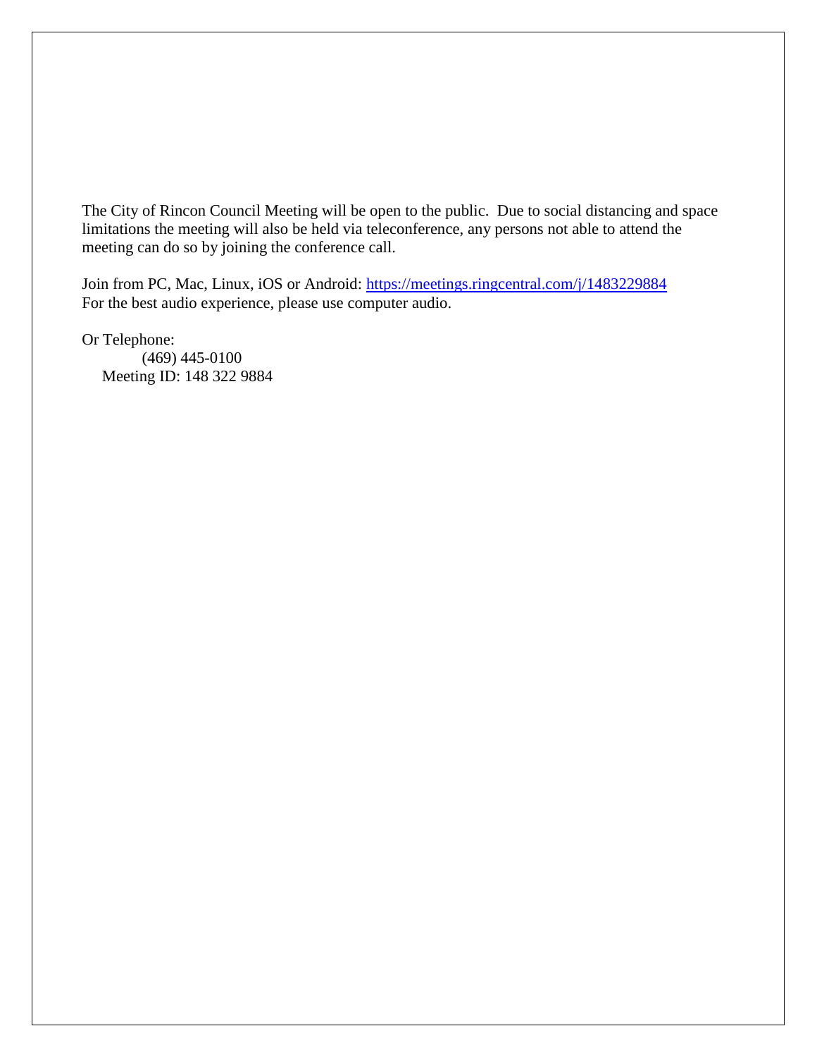The City of Rincon Council Meeting will be open to the public. Due to social distancing and space limitations the meeting will also be held via teleconference, any persons not able to attend the meeting can do so by joining the conference call.

Join from PC, Mac, Linux, iOS or Android: https://meetings.ringcentral.com/j/1483229884
For the best audio experience, please use computer audio.

Or Telephone:
(469) 445-0100
Meeting ID: 148 322 9884